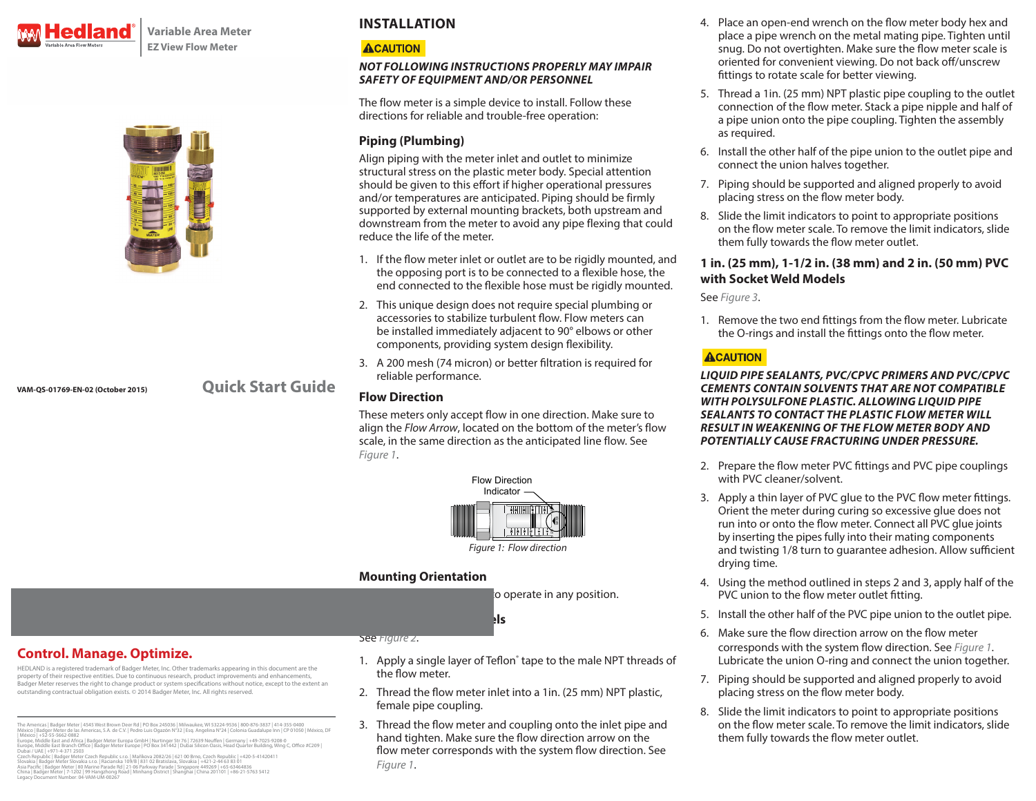Hedland®
Variable Area Flow Meters

Variable Area Meter
EZ View Flow Meter

VAM-QS-01769-EN-02 (October 2015)

Quick Start Guide

## INSTALLATION

**⚠CAUTION**

***NOT FOLLOWING INSTRUCTIONS PROPERLY MAY IMPAIR SAFETY OF EQUIPMENT AND/OR PERSONNEL***

The flow meter is a simple device to install. Follow these directions for reliable and trouble-free operation:

### Piping (Plumbing)

Align piping with the meter inlet and outlet to minimize structural stress on the plastic meter body. Special attention should be given to this effort if higher operational pressures and/or temperatures are anticipated. Piping should be firmly supported by external mounting brackets, both upstream and downstream from the meter to avoid any pipe flexing that could reduce the life of the meter.

1. If the flow meter inlet or outlet are to be rigidly mounted, and the opposing port is to be connected to a flexible hose, the end connected to the flexible hose must be rigidly mounted.
2. This unique design does not require special plumbing or accessories to stabilize turbulent flow. Flow meters can be installed immediately adjacent to 90° elbows or other components, providing system design flexibility.
3. A 200 mesh (74 micron) or better filtration is required for reliable performance.

### Flow Direction

These meters only accept flow in one direction. Make sure to align the *Flow Arrow*, located on the bottom of the meter's flow scale, in the same direction as the anticipated line flow. See *Figure 1*.

Flow Direction Indicator

*Figure 1: Flow direction*

### Mounting Orientation

o operate in any position.

ls

See *Figure 2*.

1. Apply a single layer of Teflon® tape to the male NPT threads of the flow meter.
2. Thread the flow meter inlet into a 1in. (25 mm) NPT plastic, female pipe coupling.
3. Thread the flow meter and coupling onto the inlet pipe and hand tighten. Make sure the flow direction arrow on the flow meter corresponds with the system flow direction. See *Figure 1*.
4. Place an open-end wrench on the flow meter body hex and place a pipe wrench on the metal mating pipe. Tighten until snug. Do not overtighten. Make sure the flow meter scale is oriented for convenient viewing. Do not back off/unscrew fittings to rotate scale for better viewing.
5. Thread a 1in. (25 mm) NPT plastic pipe coupling to the outlet connection of the flow meter. Stack a pipe nipple and half of a pipe union onto the pipe coupling. Tighten the assembly as required.
6. Install the other half of the pipe union to the outlet pipe and connect the union halves together.
7. Piping should be supported and aligned properly to avoid placing stress on the flow meter body.
8. Slide the limit indicators to point to appropriate positions on the flow meter scale. To remove the limit indicators, slide them fully towards the flow meter outlet.

### 1 in. (25 mm), 1-1/2 in. (38 mm) and 2 in. (50 mm) PVC with Socket Weld Models

See *Figure 3*.

1. Remove the two end fittings from the flow meter. Lubricate the O-rings and install the fittings onto the flow meter.

**⚠CAUTION**

***LIQUID PIPE SEALANTS, PVC/CPVC PRIMERS AND PVC/CPVC CEMENTS CONTAIN SOLVENTS THAT ARE NOT COMPATIBLE WITH POLYSULFONE PLASTIC. ALLOWING LIQUID PIPE SEALANTS TO CONTACT THE PLASTIC FLOW METER WILL RESULT IN WEAKENING OF THE FLOW METER BODY AND POTENTIALLY CAUSE FRACTURING UNDER PRESSURE.***

2. Prepare the flow meter PVC fittings and PVC pipe couplings with PVC cleaner/solvent.
3. Apply a thin layer of PVC glue to the PVC flow meter fittings. Orient the meter during curing so excessive glue does not run into or onto the flow meter. Connect all PVC glue joints by inserting the pipes fully into their mating components and twisting 1/8 turn to guarantee adhesion. Allow sufficient drying time.
4. Using the method outlined in steps 2 and 3, apply half of the PVC union to the flow meter outlet fitting.
5. Install the other half of the PVC pipe union to the outlet pipe.
6. Make sure the flow direction arrow on the flow meter corresponds with the system flow direction. See *Figure 1*. Lubricate the union O-ring and connect the union together.
7. Piping should be supported and aligned properly to avoid placing stress on the flow meter body.
8. Slide the limit indicators to point to appropriate positions on the flow meter scale. To remove the limit indicators, slide them fully towards the flow meter outlet.

**Control. Manage. Optimize.**

HEDLAND is a registered trademark of Badger Meter, Inc. Other trademarks appearing in this document are the property of their respective entities. Due to continuous research, product improvements and enhancements, Badger Meter reserves the right to change product or system specifications without notice, except to the extent an outstanding contractual obligation exists. © 2014 Badger Meter, Inc. All rights reserved.

The Americas | Badger Meter | 4545 West Brown Deer Rd | PO Box 245036 | Milwaukee, WI 53224-9536 | 800-876-3837 | 414-355-0400
México | Badger Meter de las Americas, S.A. de C.V. | Pedro Luis Ogazón N°32 | Esq. Angelina N°24 | Colonia Guadalupe Inn | CP 01050 | México, DF | México | +52-55-5662-0882
Europe, Middle East and Africa | Badger Meter Europa GmbH | Nurtinger Str 76 | 72639 Neuffen | Germany | +49-7025-9208-0
Europe, Middle East Branch Office | Badger Meter Europe | PO Box 341442 | Dubai Silicon Oasis, Head Quarter Building, Wing C, Office #C209 | Dubai / UAE | +971-4-371 2503
Czech Republic | Badger Meter Czech Republic s.r.o. | Maříkova 2082/26 | 621 00 Brno, Czech Republic | +420-5-41420411
Slovakia | Badger Meter Slovakia s.r.o. | Racianska 109/B | 831 02 Bratislava, Slovakia | +421-2-44 63 83 01
Asia Pacific | Badger Meter | 80 Marine Parade Rd | 21-06 Parkway Parade | Singapore 449269 | +65-63464836
China | Badger Meter | 7-1202 | 99 Hangzhong Road | Minhang District | Shanghai | China 201101 | +86-21-5763 5412
Legacy Document Number: 04-VAM-UM-00267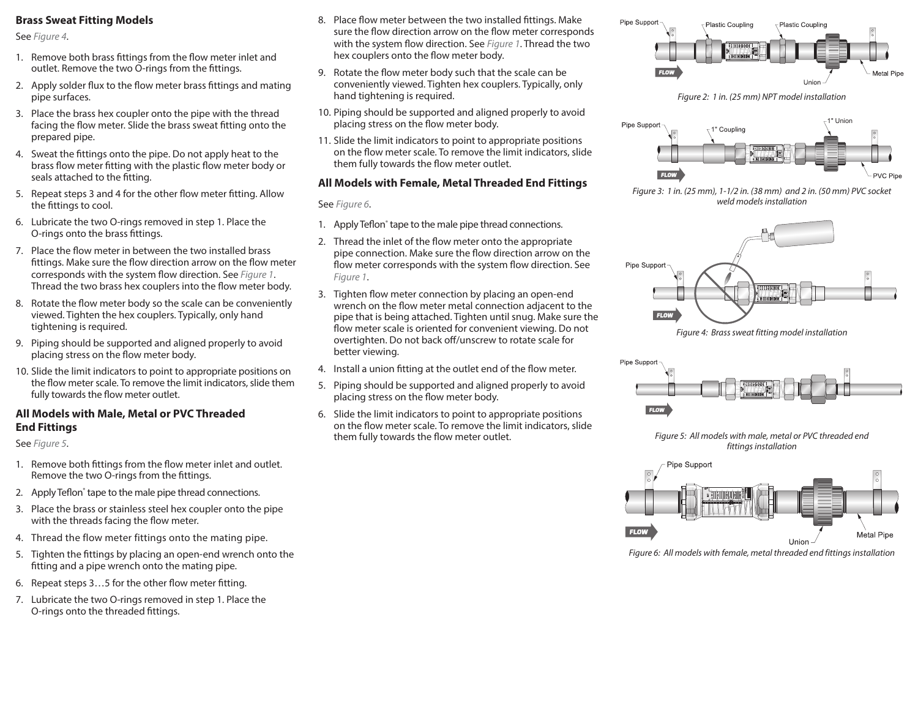### Brass Sweat Fitting Models

See *Figure 4*.

1. Remove both brass fittings from the flow meter inlet and outlet. Remove the two O-rings from the fittings.
2. Apply solder flux to the flow meter brass fittings and mating pipe surfaces.
3. Place the brass hex coupler onto the pipe with the thread facing the flow meter. Slide the brass sweat fitting onto the prepared pipe.
4. Sweat the fittings onto the pipe. Do not apply heat to the brass flow meter fitting with the plastic flow meter body or seals attached to the fitting.
5. Repeat steps 3 and 4 for the other flow meter fitting. Allow the fittings to cool.
6. Lubricate the two O-rings removed in step 1. Place the O-rings onto the brass fittings.
7. Place the flow meter in between the two installed brass fittings. Make sure the flow direction arrow on the flow meter corresponds with the system flow direction. See *Figure 1*. Thread the two brass hex couplers into the flow meter body.
8. Rotate the flow meter body so the scale can be conveniently viewed. Tighten the hex couplers. Typically, only hand tightening is required.
9. Piping should be supported and aligned properly to avoid placing stress on the flow meter body.
10. Slide the limit indicators to point to appropriate positions on the flow meter scale. To remove the limit indicators, slide them fully towards the flow meter outlet.

### All Models with Male, Metal or PVC Threaded End Fittings

See *Figure 5*.

1. Remove both fittings from the flow meter inlet and outlet. Remove the two O-rings from the fittings.
2. Apply Teflon® tape to the male pipe thread connections.
3. Place the brass or stainless steel hex coupler onto the pipe with the threads facing the flow meter.
4. Thread the flow meter fittings onto the mating pipe.
5. Tighten the fittings by placing an open-end wrench onto the fitting and a pipe wrench onto the mating pipe.
6. Repeat steps 3…5 for the other flow meter fitting.
7. Lubricate the two O-rings removed in step 1. Place the O-rings onto the threaded fittings.
8. Place flow meter between the two installed fittings. Make sure the flow direction arrow on the flow meter corresponds with the system flow direction. See *Figure 1*. Thread the two hex couplers onto the flow meter body.
9. Rotate the flow meter body such that the scale can be conveniently viewed. Tighten hex couplers. Typically, only hand tightening is required.
10. Piping should be supported and aligned properly to avoid placing stress on the flow meter body.
11. Slide the limit indicators to point to appropriate positions on the flow meter scale. To remove the limit indicators, slide them fully towards the flow meter outlet.

### All Models with Female, Metal Threaded End Fittings

See *Figure 6*.

1. Apply Teflon® tape to the male pipe thread connections.
2. Thread the inlet of the flow meter onto the appropriate pipe connection. Make sure the flow direction arrow on the flow meter corresponds with the system flow direction. See *Figure 1*.
3. Tighten flow meter connection by placing an open-end wrench on the flow meter metal connection adjacent to the pipe that is being attached. Tighten until snug. Make sure the flow meter scale is oriented for convenient viewing. Do not overtighten. Do not back off/unscrew to rotate scale for better viewing.
4. Install a union fitting at the outlet end of the flow meter.
5. Piping should be supported and aligned properly to avoid placing stress on the flow meter body.
6. Slide the limit indicators to point to appropriate positions on the flow meter scale. To remove the limit indicators, slide them fully towards the flow meter outlet.

Pipe Support
Plastic Coupling
Plastic Coupling
FLOW
Union
Metal Pipe

*Figure 2: 1 in. (25 mm) NPT model installation*

Pipe Support
1" Coupling
1" Union
FLOW
PVC Pipe

*Figure 3: 1 in. (25 mm), 1-1/2 in. (38 mm) and 2 in. (50 mm) PVC socket weld models installation*

Pipe Support
FLOW

*Figure 4: Brass sweat fitting model installation*

Pipe Support
FLOW

*Figure 5: All models with male, metal or PVC threaded end fittings installation*

Pipe Support
FLOW
Union
Metal Pipe

*Figure 6: All models with female, metal threaded end fittings installation*